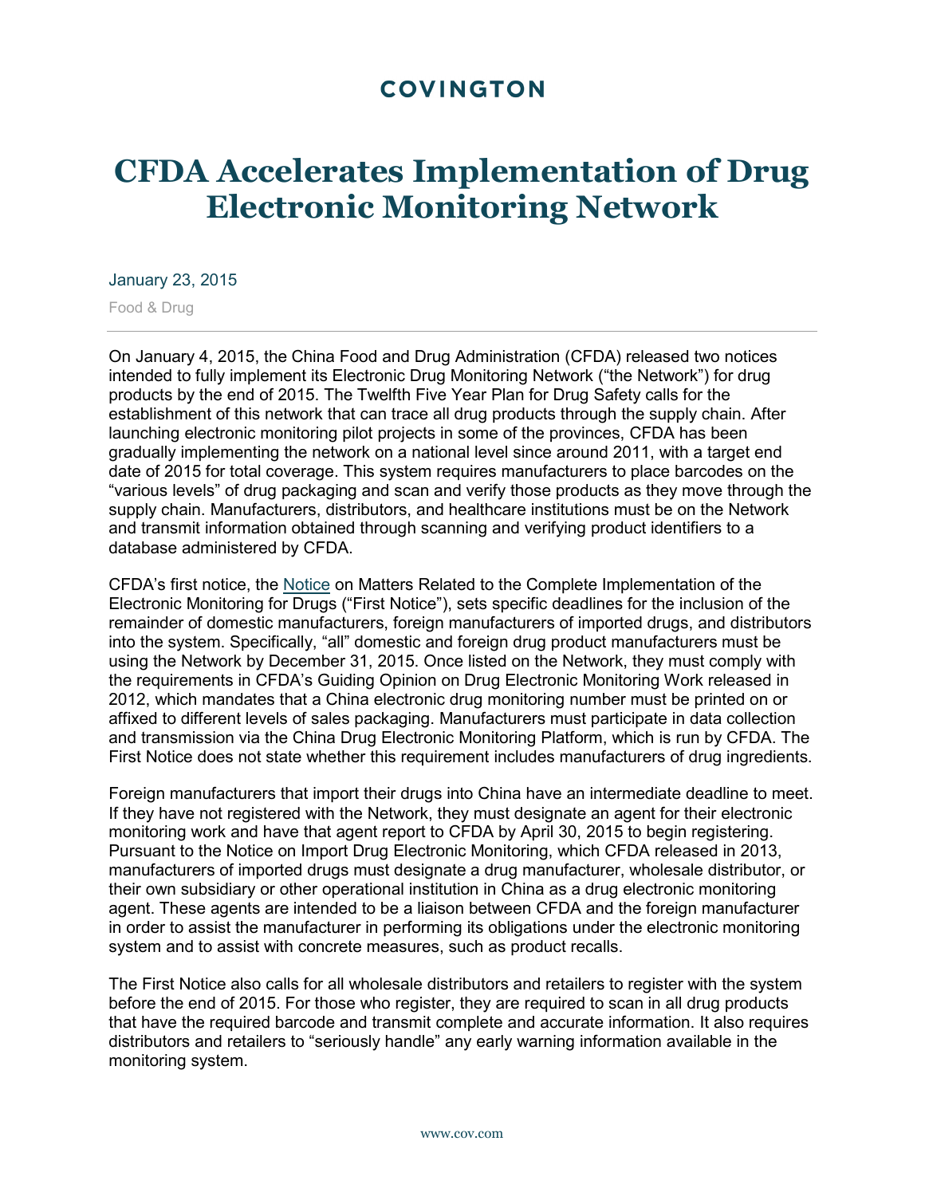# COVINGTON

# CFDA Accelerates Implementation of Drug Electronic Monitoring Network

January 23, 2015

Food & Drug

On January 4, 2015, the China Food and Drug Administration (CFDA) released two notices intended to fully implement its Electronic Drug Monitoring Network ("the Network") for drug products by the end of 2015. The Twelfth Five Year Plan for Drug Safety calls for the establishment of this network that can trace all drug products through the supply chain. After launching electronic monitoring pilot projects in some of the provinces, CFDA has been gradually implementing the network on a national level since around 2011, with a target end date of 2015 for total coverage. This system requires manufacturers to place barcodes on the "various levels" of drug packaging and scan and verify those products as they move through the supply chain. Manufacturers, distributors, and healthcare institutions must be on the Network and transmit information obtained through scanning and verifying product identifiers to a database administered by CFDA.

CFDA's first notice, the Notice on Matters Related to the Complete Implementation of the Electronic Monitoring for Drugs ("First Notice"), sets specific deadlines for the inclusion of the remainder of domestic manufacturers, foreign manufacturers of imported drugs, and distributors into the system. Specifically, "all" domestic and foreign drug product manufacturers must be using the Network by December 31, 2015. Once listed on the Network, they must comply with the requirements in CFDA's Guiding Opinion on Drug Electronic Monitoring Work released in 2012, which mandates that a China electronic drug monitoring number must be printed on or affixed to different levels of sales packaging. Manufacturers must participate in data collection and transmission via the China Drug Electronic Monitoring Platform, which is run by CFDA. The First Notice does not state whether this requirement includes manufacturers of drug ingredients.

Foreign manufacturers that import their drugs into China have an intermediate deadline to meet. If they have not registered with the Network, they must designate an agent for their electronic monitoring work and have that agent report to CFDA by April 30, 2015 to begin registering. Pursuant to the Notice on Import Drug Electronic Monitoring, which CFDA released in 2013, manufacturers of imported drugs must designate a drug manufacturer, wholesale distributor, or their own subsidiary or other operational institution in China as a drug electronic monitoring agent. These agents are intended to be a liaison between CFDA and the foreign manufacturer in order to assist the manufacturer in performing its obligations under the electronic monitoring system and to assist with concrete measures, such as product recalls.

The First Notice also calls for all wholesale distributors and retailers to register with the system before the end of 2015. For those who register, they are required to scan in all drug products that have the required barcode and transmit complete and accurate information. It also requires distributors and retailers to "seriously handle" any early warning information available in the monitoring system.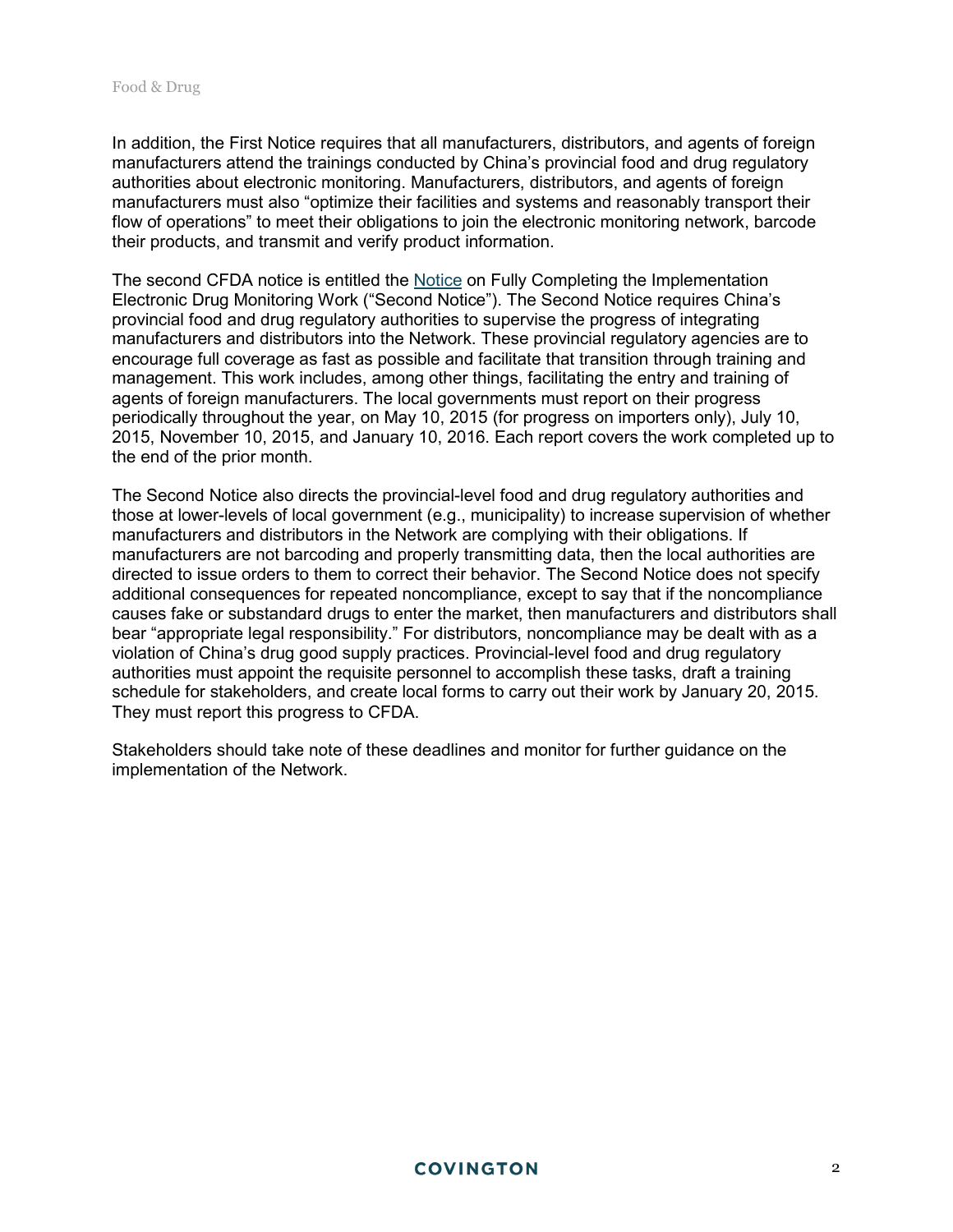In addition, the First Notice requires that all manufacturers, distributors, and agents of foreign manufacturers attend the trainings conducted by China's provincial food and drug regulatory authorities about electronic monitoring. Manufacturers, distributors, and agents of foreign manufacturers must also "optimize their facilities and systems and reasonably transport their flow of operations" to meet their obligations to join the electronic monitoring network, barcode their products, and transmit and verify product information.

The second CFDA notice is entitled the Notice on Fully Completing the Implementation Electronic Drug Monitoring Work ("Second Notice"). The Second Notice requires China's provincial food and drug regulatory authorities to supervise the progress of integrating manufacturers and distributors into the Network. These provincial regulatory agencies are to encourage full coverage as fast as possible and facilitate that transition through training and management. This work includes, among other things, facilitating the entry and training of agents of foreign manufacturers. The local governments must report on their progress periodically throughout the year, on May 10, 2015 (for progress on importers only), July 10, 2015, November 10, 2015, and January 10, 2016. Each report covers the work completed up to the end of the prior month.

The Second Notice also directs the provincial-level food and drug regulatory authorities and those at lower-levels of local government (e.g., municipality) to increase supervision of whether manufacturers and distributors in the Network are complying with their obligations. If manufacturers are not barcoding and properly transmitting data, then the local authorities are directed to issue orders to them to correct their behavior. The Second Notice does not specify additional consequences for repeated noncompliance, except to say that if the noncompliance causes fake or substandard drugs to enter the market, then manufacturers and distributors shall bear "appropriate legal responsibility." For distributors, noncompliance may be dealt with as a violation of China's drug good supply practices. Provincial-level food and drug regulatory authorities must appoint the requisite personnel to accomplish these tasks, draft a training schedule for stakeholders, and create local forms to carry out their work by January 20, 2015. They must report this progress to CFDA.

Stakeholders should take note of these deadlines and monitor for further guidance on the implementation of the Network.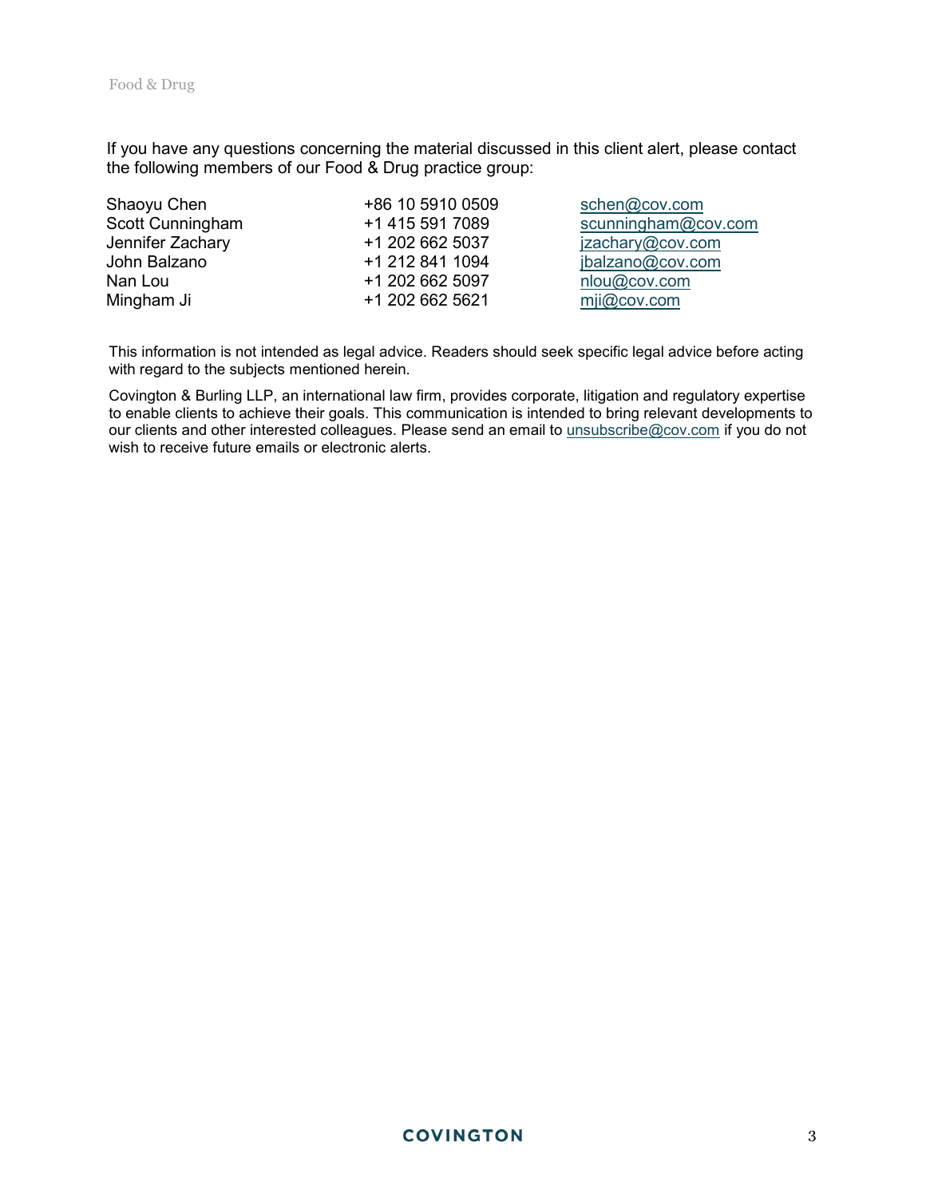If you have any questions concerning the material discussed in this client alert, please contact the following members of our Food & Drug practice group:

| | | |
|---|---|---|
| Shaoyu Chen | +86 10 5910 0509 | schen@cov.com |
| Scott Cunningham | +1 415 591 7089 | scunningham@cov.com |
| Jennifer Zachary | +1 202 662 5037 | jzachary@cov.com |
| John Balzano | +1 212 841 1094 | jbalzano@cov.com |
| Nan Lou | +1 202 662 5097 | nlou@cov.com |
| Mingham Ji | +1 202 662 5621 | mji@cov.com |

This information is not intended as legal advice. Readers should seek specific legal advice before acting with regard to the subjects mentioned herein.

Covington & Burling LLP, an international law firm, provides corporate, litigation and regulatory expertise to enable clients to achieve their goals. This communication is intended to bring relevant developments to our clients and other interested colleagues. Please send an email to unsubscribe@cov.com if you do not wish to receive future emails or electronic alerts.